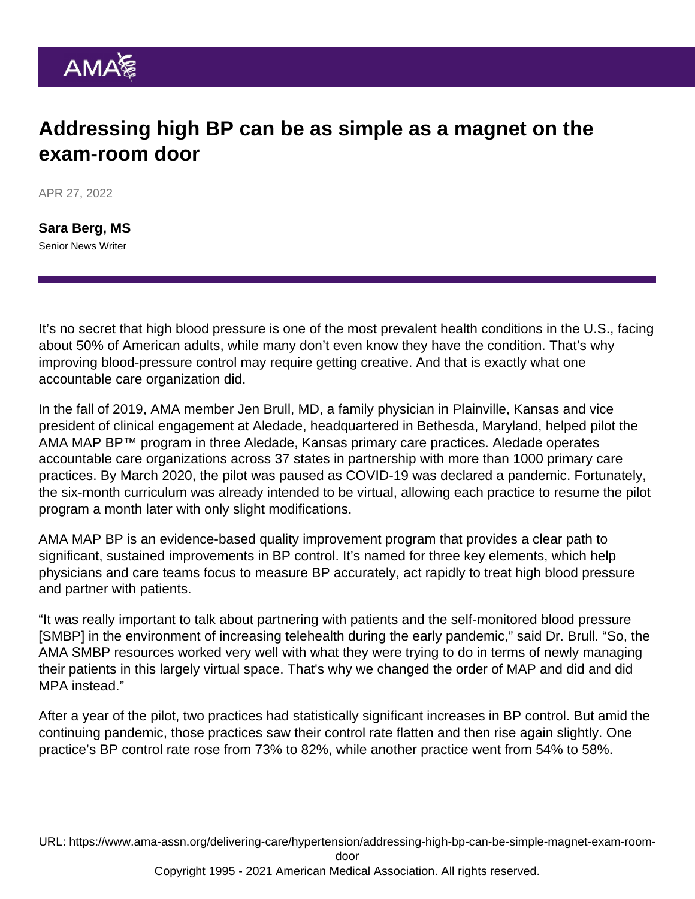# Addressing high BP can be as simple as a magnet on the exam-room door

APR 27, 2022

**Sara Berg, MS**
Senior News Writer

It's no secret that high blood pressure is one of the most prevalent health conditions in the U.S., facing about 50% of American adults, while many don't even know they have the condition. That's why improving blood-pressure control may require getting creative. And that is exactly what one accountable care organization did.

In the fall of 2019, AMA member Jen Brull, MD, a family physician in Plainville, Kansas and vice president of clinical engagement at Aledade, headquartered in Bethesda, Maryland, helped pilot the AMA MAP BP™ program in three Aledade, Kansas primary care practices. Aledade operates accountable care organizations across 37 states in partnership with more than 1000 primary care practices. By March 2020, the pilot was paused as COVID-19 was declared a pandemic. Fortunately, the six-month curriculum was already intended to be virtual, allowing each practice to resume the pilot program a month later with only slight modifications.

AMA MAP BP is an evidence-based quality improvement program that provides a clear path to significant, sustained improvements in BP control. It's named for three key elements, which help physicians and care teams focus to measure BP accurately, act rapidly to treat high blood pressure and partner with patients.

"It was really important to talk about partnering with patients and the self-monitored blood pressure [SMBP] in the environment of increasing telehealth during the early pandemic," said Dr. Brull. "So, the AMA SMBP resources worked very well with what they were trying to do in terms of newly managing their patients in this largely virtual space. That's why we changed the order of MAP and did and did MPA instead."

After a year of the pilot, two practices had statistically significant increases in BP control. But amid the continuing pandemic, those practices saw their control rate flatten and then rise again slightly. One practice's BP control rate rose from 73% to 82%, while another practice went from 54% to 58%.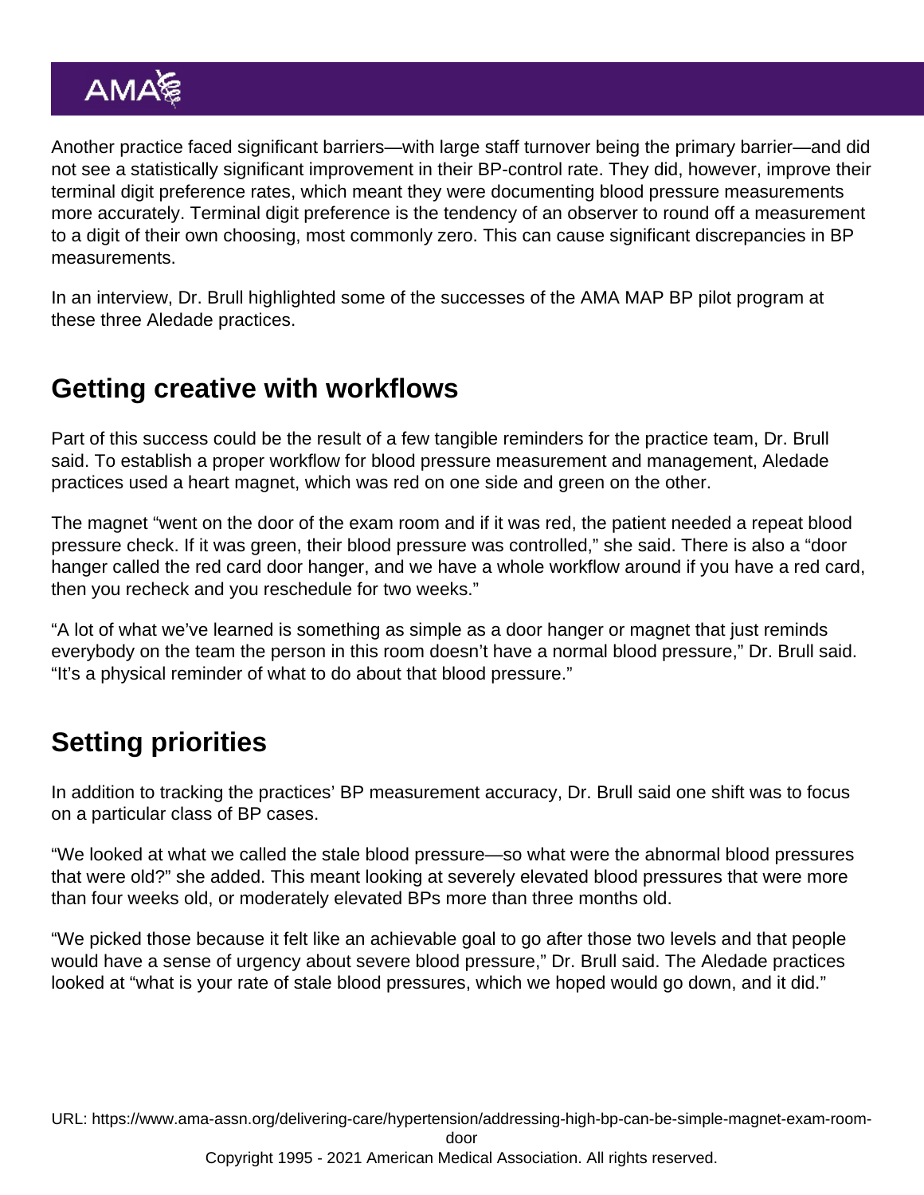Another practice faced significant barriers—with large staff turnover being the primary barrier—and did not see a statistically significant improvement in their BP-control rate. They did, however, improve their terminal digit preference rates, which meant they were documenting blood pressure measurements more accurately. Terminal digit preference is the tendency of an observer to round off a measurement to a digit of their own choosing, most commonly zero. This can cause significant discrepancies in BP measurements.

In an interview, Dr. Brull highlighted some of the successes of the AMA MAP BP pilot program at these three Aledade practices.

## Getting creative with workflows

Part of this success could be the result of a few tangible reminders for the practice team, Dr. Brull said. To establish a proper workflow for blood pressure measurement and management, Aledade practices used a heart magnet, which was red on one side and green on the other.

The magnet "went on the door of the exam room and if it was red, the patient needed a repeat blood pressure check. If it was green, their blood pressure was controlled," she said. There is also a "door hanger called the red card door hanger, and we have a whole workflow around if you have a red card, then you recheck and you reschedule for two weeks."

"A lot of what we've learned is something as simple as a door hanger or magnet that just reminds everybody on the team the person in this room doesn't have a normal blood pressure," Dr. Brull said. "It's a physical reminder of what to do about that blood pressure."

## Setting priorities

In addition to tracking the practices' BP measurement accuracy, Dr. Brull said one shift was to focus on a particular class of BP cases.

"We looked at what we called the stale blood pressure—so what were the abnormal blood pressures that were old?" she added. This meant looking at severely elevated blood pressures that were more than four weeks old, or moderately elevated BPs more than three months old.

"We picked those because it felt like an achievable goal to go after those two levels and that people would have a sense of urgency about severe blood pressure," Dr. Brull said. The Aledade practices looked at "what is your rate of stale blood pressures, which we hoped would go down, and it did."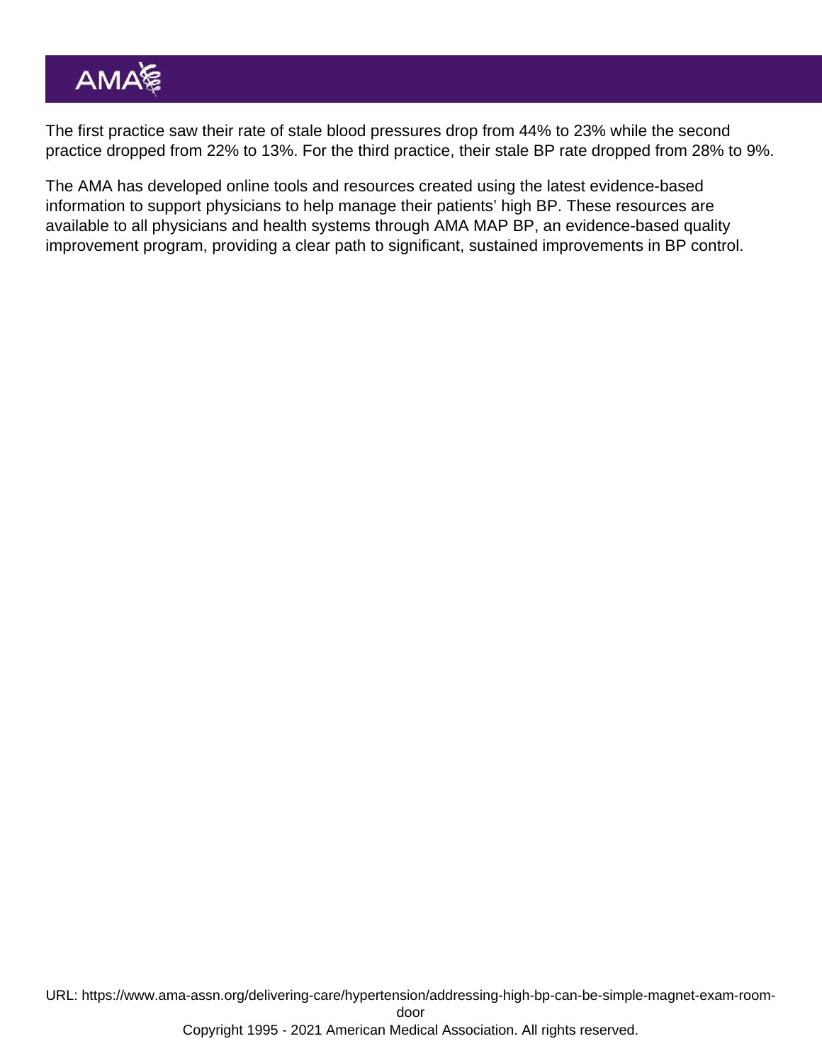The first practice saw their rate of stale blood pressures drop from 44% to 23% while the second practice dropped from 22% to 13%. For the third practice, their stale BP rate dropped from 28% to 9%.

The AMA has developed online tools and resources created using the latest evidence-based information to support physicians to help manage their patients' high BP. These resources are available to all physicians and health systems through AMA MAP BP, an evidence-based quality improvement program, providing a clear path to significant, sustained improvements in BP control.